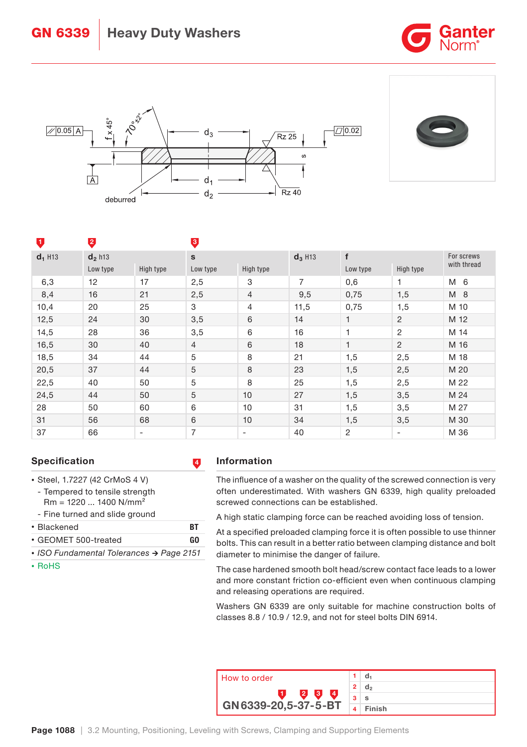# GN 6339 Heavy Duty Washers

| $d_1$ H13 | $d_2$ h13 | | s | | $d_3$ H13 | f | | For screws with thread |
|---|---|---|---|---|---|---|---|---|
| | Low type | High type | Low type | High type | | Low type | High type | |
| 6,3 | 12 | 17 | 2,5 | 3 | 7 | 0,6 | 1 | M 6 |
| 8,4 | 16 | 21 | 2,5 | 4 | 9,5 | 0,75 | 1,5 | M 8 |
| 10,4 | 20 | 25 | 3 | 4 | 11,5 | 0,75 | 1,5 | M 10 |
| 12,5 | 24 | 30 | 3,5 | 6 | 14 | 1 | 2 | M 12 |
| 14,5 | 28 | 36 | 3,5 | 6 | 16 | 1 | 2 | M 14 |
| 16,5 | 30 | 40 | 4 | 6 | 18 | 1 | 2 | M 16 |
| 18,5 | 34 | 44 | 5 | 8 | 21 | 1,5 | 2,5 | M 18 |
| 20,5 | 37 | 44 | 5 | 8 | 23 | 1,5 | 2,5 | M 20 |
| 22,5 | 40 | 50 | 5 | 8 | 25 | 1,5 | 2,5 | M 22 |
| 24,5 | 44 | 50 | 5 | 10 | 27 | 1,5 | 3,5 | M 24 |
| 28 | 50 | 60 | 6 | 10 | 31 | 1,5 | 3,5 | M 27 |
| 31 | 56 | 68 | 6 | 10 | 34 | 1,5 | 3,5 | M 30 |
| 37 | 66 | - | 7 | - | 40 | 2 | - | M 36 |

## Specification

- Steel, 1.7227 (42 CrMoS 4 V)
  - Tempered to tensile strength Rm = 1220 ... 1400 N/mm²
  - Fine turned and slide ground
- Blackened **BT**
- GEOMET 500-treated **GO**
- *ISO Fundamental Tolerances → Page 2151*
- RoHS

## Information

The influence of a washer on the quality of the screwed connection is very often underestimated. With washers GN 6339, high quality preloaded screwed connections can be established.

A high static clamping force can be reached avoiding loss of tension.

At a specified preloaded clamping force it is often possible to use thinner bolts. This can result in a better ratio between clamping distance and bolt diameter to minimise the danger of failure.

The case hardened smooth bolt head/screw contact face leads to a lower and more constant friction co-efficient even when continuous clamping and releasing operations are required.

Washers GN 6339 are only suitable for machine construction bolts of classes 8.8 / 10.9 / 12.9, and not for steel bolts DIN 6914.

## How to order

**GN 6339-20,5-37-5-BT**

| | |
|---|---|
| 1 | $d_1$ |
| 2 | $d_2$ |
| 3 | s |
| 4 | Finish |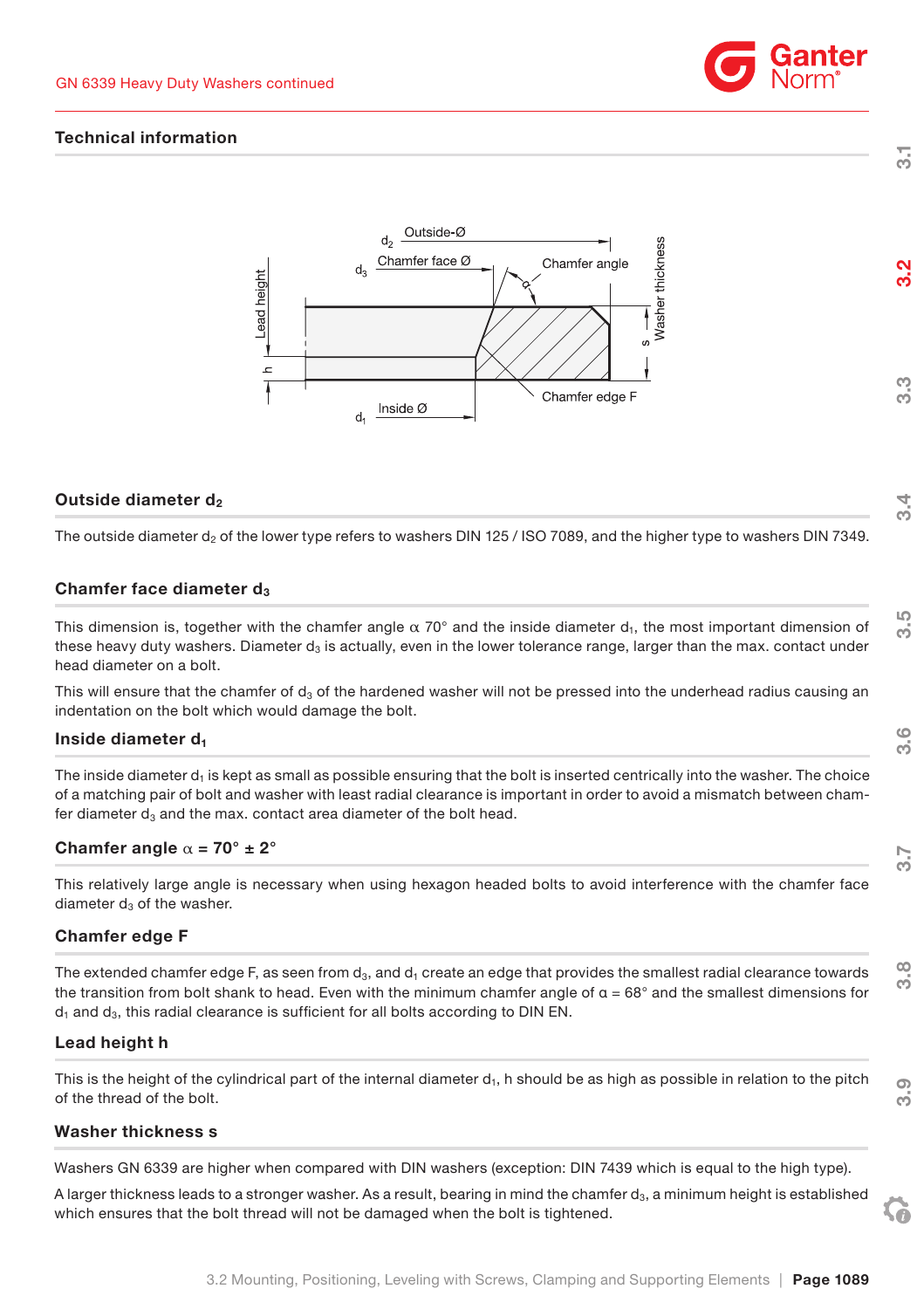GN 6339 Heavy Duty Washers continued

## Technical information

$d_2$ Outside-Ø
$d_3$ Chamfer face Ø
Chamfer angle
α
Lead height
h
Washer thickness
s
Chamfer edge F
$d_1$ Inside Ø

### Outside diameter $d_2$

The outside diameter $d_2$ of the lower type refers to washers DIN 125 / ISO 7089, and the higher type to washers DIN 7349.

### Chamfer face diameter $d_3$

This dimension is, together with the chamfer angle $\alpha$ 70° and the inside diameter $d_1$, the most important dimension of these heavy duty washers. Diameter $d_3$ is actually, even in the lower tolerance range, larger than the max. contact under head diameter on a bolt.

This will ensure that the chamfer of $d_3$ of the hardened washer will not be pressed into the underhead radius causing an indentation on the bolt which would damage the bolt.

### Inside diameter $d_1$

The inside diameter $d_1$ is kept as small as possible ensuring that the bolt is inserted centrically into the washer. The choice of a matching pair of bolt and washer with least radial clearance is important in order to avoid a mismatch between chamfer diameter $d_3$ and the max. contact area diameter of the bolt head.

### Chamfer angle $\alpha = 70° \pm 2°$

This relatively large angle is necessary when using hexagon headed bolts to avoid interference with the chamfer face diameter $d_3$ of the washer.

### Chamfer edge F

The extended chamfer edge F, as seen from $d_3$, and $d_1$ create an edge that provides the smallest radial clearance towards the transition from bolt shank to head. Even with the minimum chamfer angle of $\alpha = 68°$ and the smallest dimensions for $d_1$ and $d_3$, this radial clearance is sufficient for all bolts according to DIN EN.

### Lead height h

This is the height of the cylindrical part of the internal diameter $d_1$, h should be as high as possible in relation to the pitch of the thread of the bolt.

### Washer thickness s

Washers GN 6339 are higher when compared with DIN washers (exception: DIN 7439 which is equal to the high type).

A larger thickness leads to a stronger washer. As a result, bearing in mind the chamfer $d_3$, a minimum height is established which ensures that the bolt thread will not be damaged when the bolt is tightened.